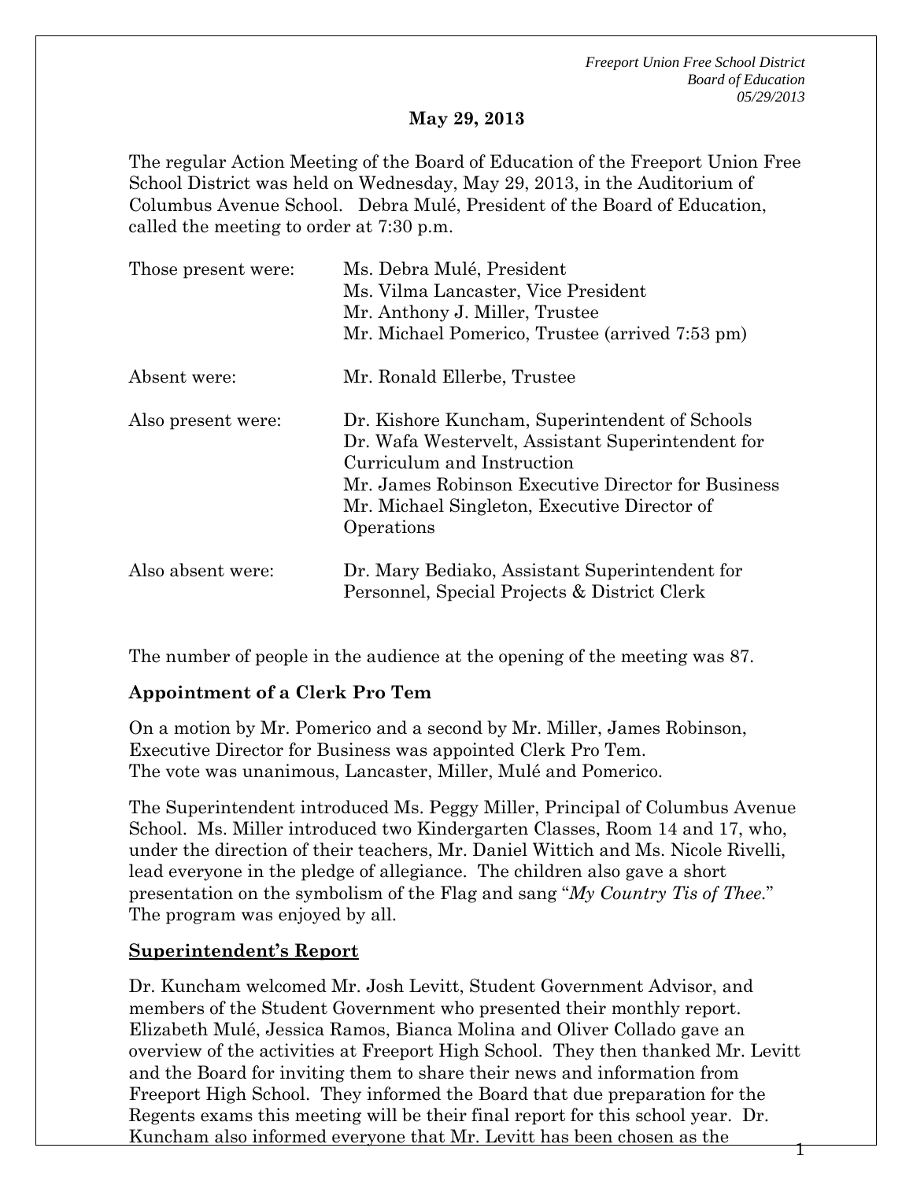**May 29, 2013**

The regular Action Meeting of the Board of Education of the Freeport Union Free School District was held on Wednesday, May 29, 2013, in the Auditorium of Columbus Avenue School. Debra Mulé, President of the Board of Education, called the meeting to order at 7:30 p.m.

| | |
|---|---|
| Those present were: | Ms. Debra Mulé, President<br>Ms. Vilma Lancaster, Vice President<br>Mr. Anthony J. Miller, Trustee<br>Mr. Michael Pomerico, Trustee (arrived 7:53 pm) |
| Absent were: | Mr. Ronald Ellerbe, Trustee |
| Also present were: | Dr. Kishore Kuncham, Superintendent of Schools<br>Dr. Wafa Westervelt, Assistant Superintendent for Curriculum and Instruction<br>Mr. James Robinson Executive Director for Business<br>Mr. Michael Singleton, Executive Director of Operations |
| Also absent were: | Dr. Mary Bediako, Assistant Superintendent for Personnel, Special Projects & District Clerk |

The number of people in the audience at the opening of the meeting was 87.

**Appointment of a Clerk Pro Tem**

On a motion by Mr. Pomerico and a second by Mr. Miller, James Robinson, Executive Director for Business was appointed Clerk Pro Tem.
The vote was unanimous, Lancaster, Miller, Mulé and Pomerico.

The Superintendent introduced Ms. Peggy Miller, Principal of Columbus Avenue School. Ms. Miller introduced two Kindergarten Classes, Room 14 and 17, who, under the direction of their teachers, Mr. Daniel Wittich and Ms. Nicole Rivelli, lead everyone in the pledge of allegiance. The children also gave a short presentation on the symbolism of the Flag and sang "*My Country Tis of Thee*." The program was enjoyed by all.

**Superintendent's Report**

Dr. Kuncham welcomed Mr. Josh Levitt, Student Government Advisor, and members of the Student Government who presented their monthly report. Elizabeth Mulé, Jessica Ramos, Bianca Molina and Oliver Collado gave an overview of the activities at Freeport High School. They then thanked Mr. Levitt and the Board for inviting them to share their news and information from Freeport High School. They informed the Board that due preparation for the Regents exams this meeting will be their final report for this school year. Dr. Kuncham also informed everyone that Mr. Levitt has been chosen as the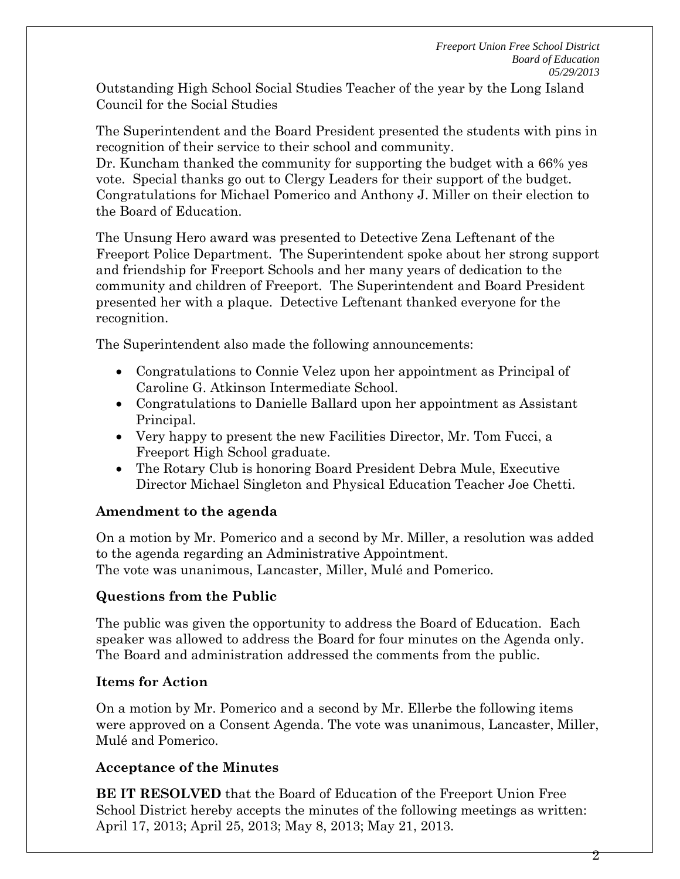Outstanding High School Social Studies Teacher of the year by the Long Island Council for the Social Studies

The Superintendent and the Board President presented the students with pins in recognition of their service to their school and community.
Dr. Kuncham thanked the community for supporting the budget with a 66% yes vote. Special thanks go out to Clergy Leaders for their support of the budget. Congratulations for Michael Pomerico and Anthony J. Miller on their election to the Board of Education.

The Unsung Hero award was presented to Detective Zena Leftenant of the Freeport Police Department. The Superintendent spoke about her strong support and friendship for Freeport Schools and her many years of dedication to the community and children of Freeport. The Superintendent and Board President presented her with a plaque. Detective Leftenant thanked everyone for the recognition.

The Superintendent also made the following announcements:

- Congratulations to Connie Velez upon her appointment as Principal of Caroline G. Atkinson Intermediate School.
- Congratulations to Danielle Ballard upon her appointment as Assistant Principal.
- Very happy to present the new Facilities Director, Mr. Tom Fucci, a Freeport High School graduate.
- The Rotary Club is honoring Board President Debra Mule, Executive Director Michael Singleton and Physical Education Teacher Joe Chetti.

## Amendment to the agenda

On a motion by Mr. Pomerico and a second by Mr. Miller, a resolution was added to the agenda regarding an Administrative Appointment.
The vote was unanimous, Lancaster, Miller, Mulé and Pomerico.

## Questions from the Public

The public was given the opportunity to address the Board of Education. Each speaker was allowed to address the Board for four minutes on the Agenda only. The Board and administration addressed the comments from the public.

## Items for Action

On a motion by Mr. Pomerico and a second by Mr. Ellerbe the following items were approved on a Consent Agenda. The vote was unanimous, Lancaster, Miller, Mulé and Pomerico.

## Acceptance of the Minutes

**BE IT RESOLVED** that the Board of Education of the Freeport Union Free School District hereby accepts the minutes of the following meetings as written: April 17, 2013; April 25, 2013; May 8, 2013; May 21, 2013.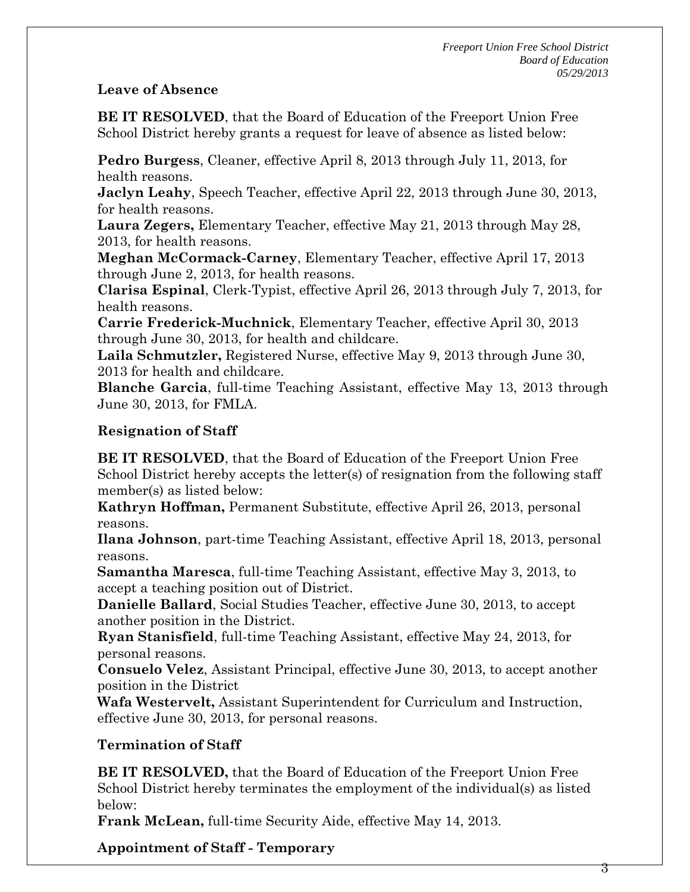**Leave of Absence**

**BE IT RESOLVED**, that the Board of Education of the Freeport Union Free School District hereby grants a request for leave of absence as listed below:

**Pedro Burgess**, Cleaner, effective April 8, 2013 through July 11, 2013, for health reasons.
**Jaclyn Leahy**, Speech Teacher, effective April 22, 2013 through June 30, 2013, for health reasons.
**Laura Zegers,** Elementary Teacher, effective May 21, 2013 through May 28, 2013, for health reasons.
**Meghan McCormack-Carney**, Elementary Teacher, effective April 17, 2013 through June 2, 2013, for health reasons.
**Clarisa Espinal**, Clerk-Typist, effective April 26, 2013 through July 7, 2013, for health reasons.
**Carrie Frederick-Muchnick**, Elementary Teacher, effective April 30, 2013 through June 30, 2013, for health and childcare.
**Laila Schmutzler,** Registered Nurse, effective May 9, 2013 through June 30, 2013 for health and childcare.
**Blanche Garcia**, full-time Teaching Assistant, effective May 13, 2013 through June 30, 2013, for FMLA.

**Resignation of Staff**

**BE IT RESOLVED**, that the Board of Education of the Freeport Union Free School District hereby accepts the letter(s) of resignation from the following staff member(s) as listed below:
**Kathryn Hoffman,** Permanent Substitute, effective April 26, 2013, personal reasons.
**Ilana Johnson**, part-time Teaching Assistant, effective April 18, 2013, personal reasons.
**Samantha Maresca**, full-time Teaching Assistant, effective May 3, 2013, to accept a teaching position out of District.
**Danielle Ballard**, Social Studies Teacher, effective June 30, 2013, to accept another position in the District.
**Ryan Stanisfield**, full-time Teaching Assistant, effective May 24, 2013, for personal reasons.
**Consuelo Velez**, Assistant Principal, effective June 30, 2013, to accept another position in the District
**Wafa Westervelt,** Assistant Superintendent for Curriculum and Instruction, effective June 30, 2013, for personal reasons.

**Termination of Staff**

**BE IT RESOLVED,** that the Board of Education of the Freeport Union Free School District hereby terminates the employment of the individual(s) as listed below:
**Frank McLean,** full-time Security Aide, effective May 14, 2013.

**Appointment of Staff - Temporary**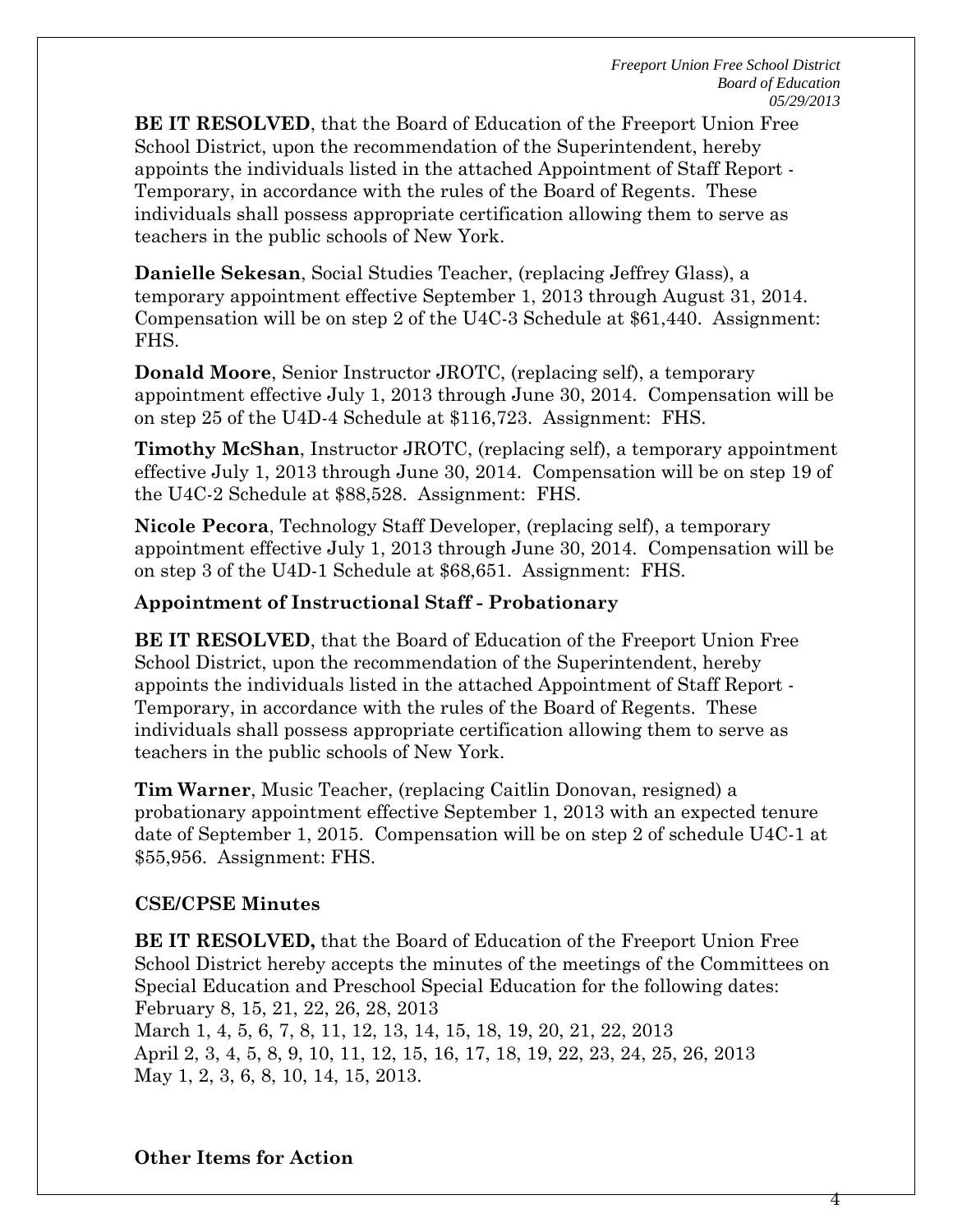**BE IT RESOLVED**, that the Board of Education of the Freeport Union Free School District, upon the recommendation of the Superintendent, hereby appoints the individuals listed in the attached Appointment of Staff Report - Temporary, in accordance with the rules of the Board of Regents. These individuals shall possess appropriate certification allowing them to serve as teachers in the public schools of New York.

**Danielle Sekesan**, Social Studies Teacher, (replacing Jeffrey Glass), a temporary appointment effective September 1, 2013 through August 31, 2014. Compensation will be on step 2 of the U4C-3 Schedule at $61,440. Assignment: FHS.

**Donald Moore**, Senior Instructor JROTC, (replacing self), a temporary appointment effective July 1, 2013 through June 30, 2014. Compensation will be on step 25 of the U4D-4 Schedule at $116,723. Assignment: FHS.

**Timothy McShan**, Instructor JROTC, (replacing self), a temporary appointment effective July 1, 2013 through June 30, 2014. Compensation will be on step 19 of the U4C-2 Schedule at $88,528. Assignment: FHS.

**Nicole Pecora**, Technology Staff Developer, (replacing self), a temporary appointment effective July 1, 2013 through June 30, 2014. Compensation will be on step 3 of the U4D-1 Schedule at $68,651. Assignment: FHS.

**Appointment of Instructional Staff - Probationary**

**BE IT RESOLVED**, that the Board of Education of the Freeport Union Free School District, upon the recommendation of the Superintendent, hereby appoints the individuals listed in the attached Appointment of Staff Report - Temporary, in accordance with the rules of the Board of Regents. These individuals shall possess appropriate certification allowing them to serve as teachers in the public schools of New York.

**Tim Warner**, Music Teacher, (replacing Caitlin Donovan, resigned) a probationary appointment effective September 1, 2013 with an expected tenure date of September 1, 2015. Compensation will be on step 2 of schedule U4C-1 at $55,956. Assignment: FHS.

**CSE/CPSE Minutes**

**BE IT RESOLVED,** that the Board of Education of the Freeport Union Free School District hereby accepts the minutes of the meetings of the Committees on Special Education and Preschool Special Education for the following dates:
February 8, 15, 21, 22, 26, 28, 2013
March 1, 4, 5, 6, 7, 8, 11, 12, 13, 14, 15, 18, 19, 20, 21, 22, 2013
April 2, 3, 4, 5, 8, 9, 10, 11, 12, 15, 16, 17, 18, 19, 22, 23, 24, 25, 26, 2013
May 1, 2, 3, 6, 8, 10, 14, 15, 2013.

**Other Items for Action**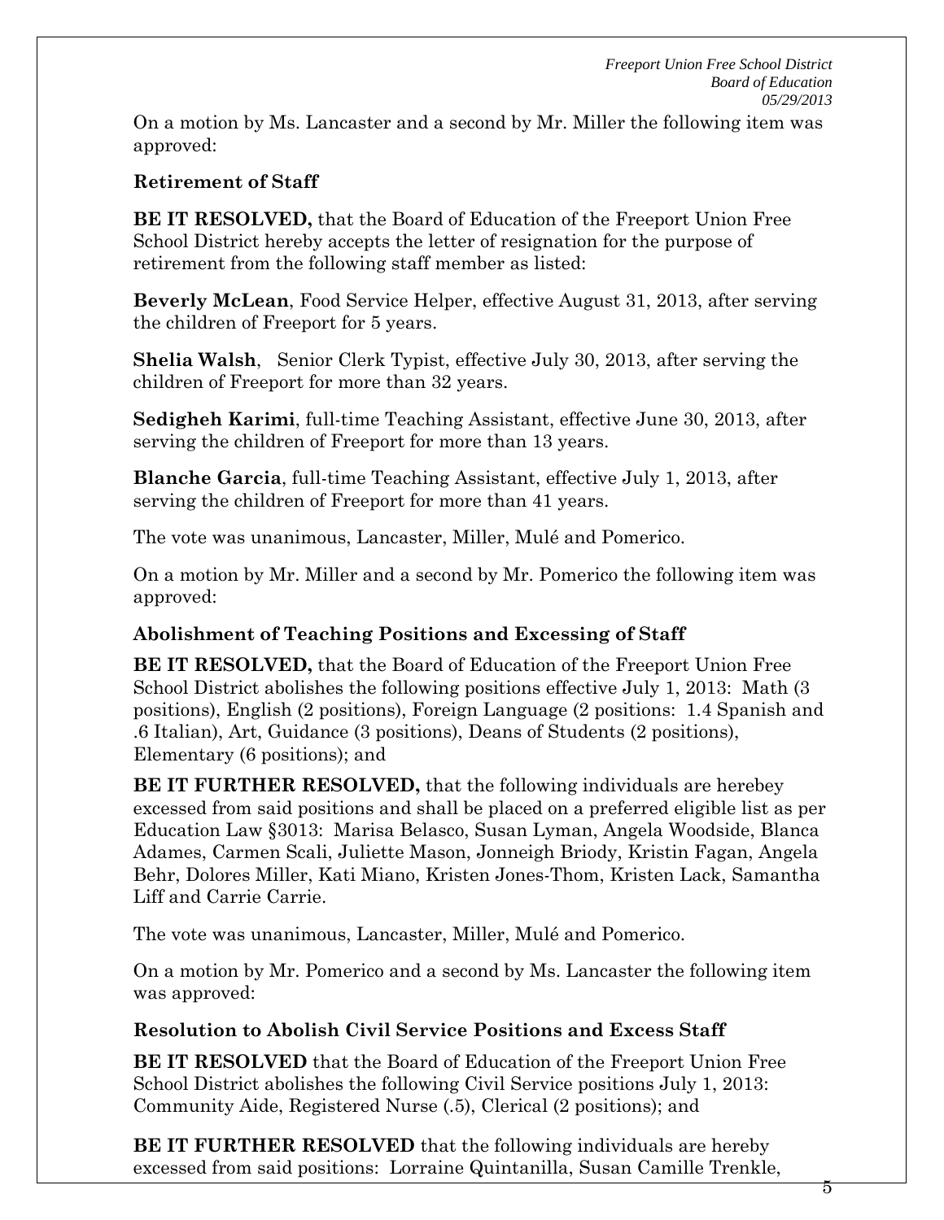On a motion by Ms. Lancaster and a second by Mr. Miller the following item was approved:

**Retirement of Staff**

**BE IT RESOLVED,** that the Board of Education of the Freeport Union Free School District hereby accepts the letter of resignation for the purpose of retirement from the following staff member as listed:

**Beverly McLean**, Food Service Helper, effective August 31, 2013, after serving the children of Freeport for 5 years.

**Shelia Walsh**, Senior Clerk Typist, effective July 30, 2013, after serving the children of Freeport for more than 32 years.

**Sedigheh Karimi**, full-time Teaching Assistant, effective June 30, 2013, after serving the children of Freeport for more than 13 years.

**Blanche Garcia**, full-time Teaching Assistant, effective July 1, 2013, after serving the children of Freeport for more than 41 years.

The vote was unanimous, Lancaster, Miller, Mulé and Pomerico.

On a motion by Mr. Miller and a second by Mr. Pomerico the following item was approved:

**Abolishment of Teaching Positions and Excessing of Staff**

**BE IT RESOLVED,** that the Board of Education of the Freeport Union Free School District abolishes the following positions effective July 1, 2013: Math (3 positions), English (2 positions), Foreign Language (2 positions: 1.4 Spanish and .6 Italian), Art, Guidance (3 positions), Deans of Students (2 positions), Elementary (6 positions); and

**BE IT FURTHER RESOLVED,** that the following individuals are herebey excessed from said positions and shall be placed on a preferred eligible list as per Education Law §3013: Marisa Belasco, Susan Lyman, Angela Woodside, Blanca Adames, Carmen Scali, Juliette Mason, Jonneigh Briody, Kristin Fagan, Angela Behr, Dolores Miller, Kati Miano, Kristen Jones-Thom, Kristen Lack, Samantha Liff and Carrie Carrie.

The vote was unanimous, Lancaster, Miller, Mulé and Pomerico.

On a motion by Mr. Pomerico and a second by Ms. Lancaster the following item was approved:

**Resolution to Abolish Civil Service Positions and Excess Staff**

**BE IT RESOLVED** that the Board of Education of the Freeport Union Free School District abolishes the following Civil Service positions July 1, 2013: Community Aide, Registered Nurse (.5), Clerical (2 positions); and

**BE IT FURTHER RESOLVED** that the following individuals are hereby excessed from said positions: Lorraine Quintanilla, Susan Camille Trenkle,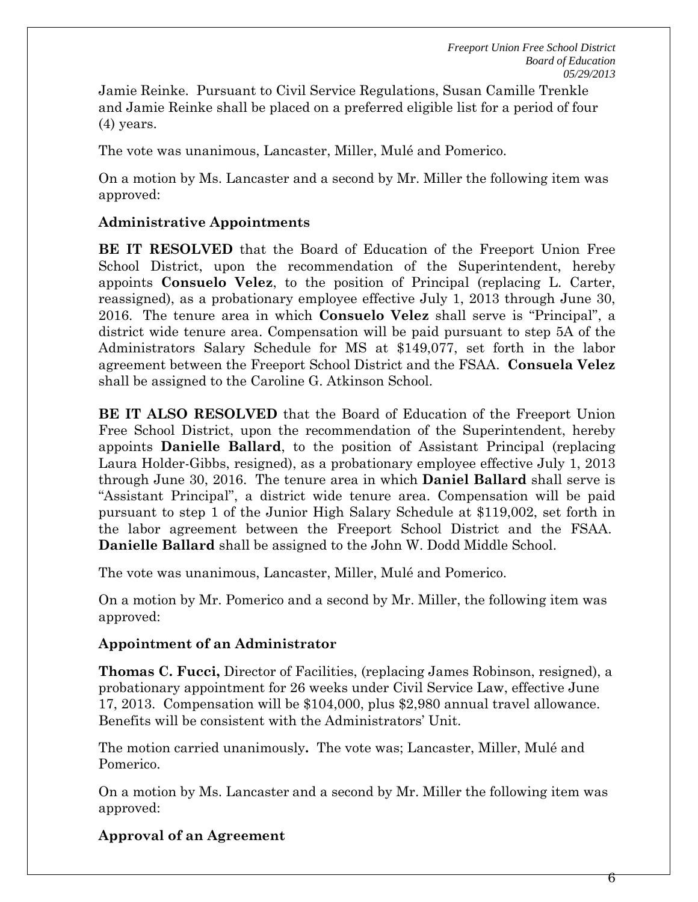Jamie Reinke. Pursuant to Civil Service Regulations, Susan Camille Trenkle and Jamie Reinke shall be placed on a preferred eligible list for a period of four (4) years.

The vote was unanimous, Lancaster, Miller, Mulé and Pomerico.

On a motion by Ms. Lancaster and a second by Mr. Miller the following item was approved:

**Administrative Appointments**

**BE IT RESOLVED** that the Board of Education of the Freeport Union Free School District, upon the recommendation of the Superintendent, hereby appoints **Consuelo Velez**, to the position of Principal (replacing L. Carter, reassigned), as a probationary employee effective July 1, 2013 through June 30, 2016. The tenure area in which **Consuelo Velez** shall serve is "Principal", a district wide tenure area. Compensation will be paid pursuant to step 5A of the Administrators Salary Schedule for MS at $149,077, set forth in the labor agreement between the Freeport School District and the FSAA. **Consuela Velez** shall be assigned to the Caroline G. Atkinson School.

**BE IT ALSO RESOLVED** that the Board of Education of the Freeport Union Free School District, upon the recommendation of the Superintendent, hereby appoints **Danielle Ballard**, to the position of Assistant Principal (replacing Laura Holder-Gibbs, resigned), as a probationary employee effective July 1, 2013 through June 30, 2016. The tenure area in which **Daniel Ballard** shall serve is "Assistant Principal", a district wide tenure area. Compensation will be paid pursuant to step 1 of the Junior High Salary Schedule at $119,002, set forth in the labor agreement between the Freeport School District and the FSAA. **Danielle Ballard** shall be assigned to the John W. Dodd Middle School.

The vote was unanimous, Lancaster, Miller, Mulé and Pomerico.

On a motion by Mr. Pomerico and a second by Mr. Miller, the following item was approved:

**Appointment of an Administrator**

**Thomas C. Fucci,** Director of Facilities, (replacing James Robinson, resigned), a probationary appointment for 26 weeks under Civil Service Law, effective June 17, 2013. Compensation will be $104,000, plus $2,980 annual travel allowance. Benefits will be consistent with the Administrators' Unit.

The motion carried unanimously**.** The vote was; Lancaster, Miller, Mulé and Pomerico.

On a motion by Ms. Lancaster and a second by Mr. Miller the following item was approved:

**Approval of an Agreement**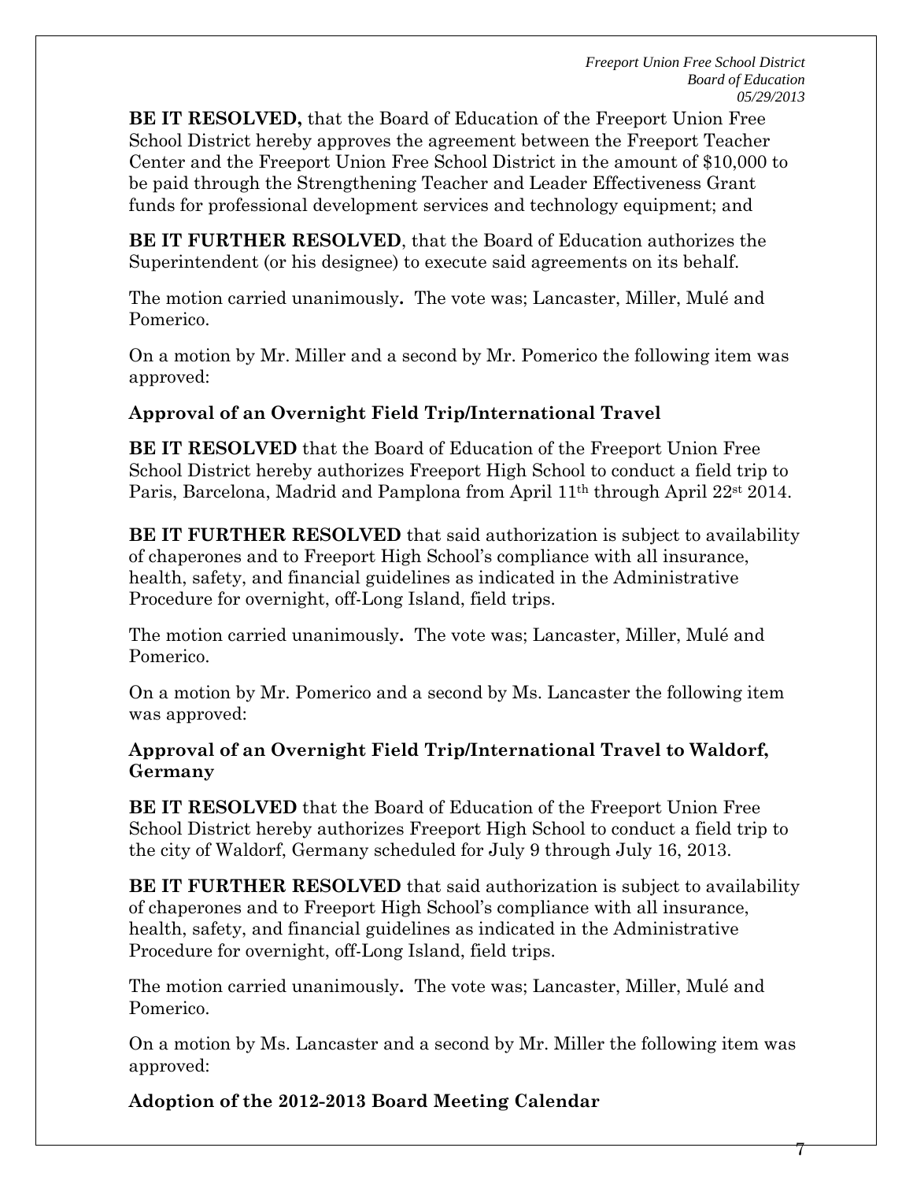**BE IT RESOLVED,** that the Board of Education of the Freeport Union Free School District hereby approves the agreement between the Freeport Teacher Center and the Freeport Union Free School District in the amount of $10,000 to be paid through the Strengthening Teacher and Leader Effectiveness Grant funds for professional development services and technology equipment; and

**BE IT FURTHER RESOLVED**, that the Board of Education authorizes the Superintendent (or his designee) to execute said agreements on its behalf.

The motion carried unanimously**.** The vote was; Lancaster, Miller, Mulé and Pomerico.

On a motion by Mr. Miller and a second by Mr. Pomerico the following item was approved:

**Approval of an Overnight Field Trip/International Travel**

**BE IT RESOLVED** that the Board of Education of the Freeport Union Free School District hereby authorizes Freeport High School to conduct a field trip to Paris, Barcelona, Madrid and Pamplona from April 11th through April 22st 2014.

**BE IT FURTHER RESOLVED** that said authorization is subject to availability of chaperones and to Freeport High School's compliance with all insurance, health, safety, and financial guidelines as indicated in the Administrative Procedure for overnight, off-Long Island, field trips.

The motion carried unanimously**.** The vote was; Lancaster, Miller, Mulé and Pomerico.

On a motion by Mr. Pomerico and a second by Ms. Lancaster the following item was approved:

**Approval of an Overnight Field Trip/International Travel to Waldorf, Germany**

**BE IT RESOLVED** that the Board of Education of the Freeport Union Free School District hereby authorizes Freeport High School to conduct a field trip to the city of Waldorf, Germany scheduled for July 9 through July 16, 2013.

**BE IT FURTHER RESOLVED** that said authorization is subject to availability of chaperones and to Freeport High School's compliance with all insurance, health, safety, and financial guidelines as indicated in the Administrative Procedure for overnight, off-Long Island, field trips.

The motion carried unanimously**.** The vote was; Lancaster, Miller, Mulé and Pomerico.

On a motion by Ms. Lancaster and a second by Mr. Miller the following item was approved:

**Adoption of the 2012-2013 Board Meeting Calendar**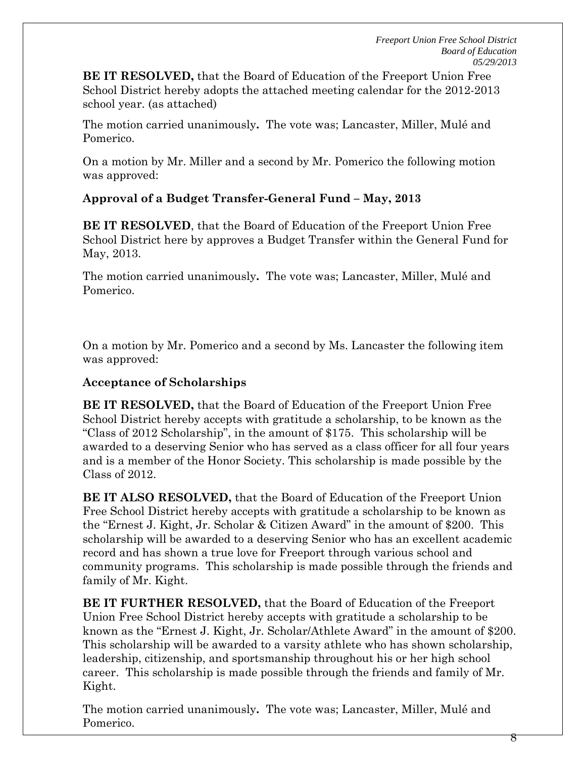**BE IT RESOLVED,** that the Board of Education of the Freeport Union Free School District hereby adopts the attached meeting calendar for the 2012-2013 school year. (as attached)

The motion carried unanimously**.** The vote was; Lancaster, Miller, Mulé and Pomerico.

On a motion by Mr. Miller and a second by Mr. Pomerico the following motion was approved:

**Approval of a Budget Transfer-General Fund – May, 2013**

**BE IT RESOLVED**, that the Board of Education of the Freeport Union Free School District here by approves a Budget Transfer within the General Fund for May, 2013.

The motion carried unanimously**.** The vote was; Lancaster, Miller, Mulé and Pomerico.

On a motion by Mr. Pomerico and a second by Ms. Lancaster the following item was approved:

**Acceptance of Scholarships**

**BE IT RESOLVED,** that the Board of Education of the Freeport Union Free School District hereby accepts with gratitude a scholarship, to be known as the "Class of 2012 Scholarship", in the amount of $175. This scholarship will be awarded to a deserving Senior who has served as a class officer for all four years and is a member of the Honor Society. This scholarship is made possible by the Class of 2012.

**BE IT ALSO RESOLVED,** that the Board of Education of the Freeport Union Free School District hereby accepts with gratitude a scholarship to be known as the "Ernest J. Kight, Jr. Scholar & Citizen Award" in the amount of $200. This scholarship will be awarded to a deserving Senior who has an excellent academic record and has shown a true love for Freeport through various school and community programs. This scholarship is made possible through the friends and family of Mr. Kight.

**BE IT FURTHER RESOLVED,** that the Board of Education of the Freeport Union Free School District hereby accepts with gratitude a scholarship to be known as the "Ernest J. Kight, Jr. Scholar/Athlete Award" in the amount of $200. This scholarship will be awarded to a varsity athlete who has shown scholarship, leadership, citizenship, and sportsmanship throughout his or her high school career. This scholarship is made possible through the friends and family of Mr. Kight.

The motion carried unanimously**.** The vote was; Lancaster, Miller, Mulé and Pomerico.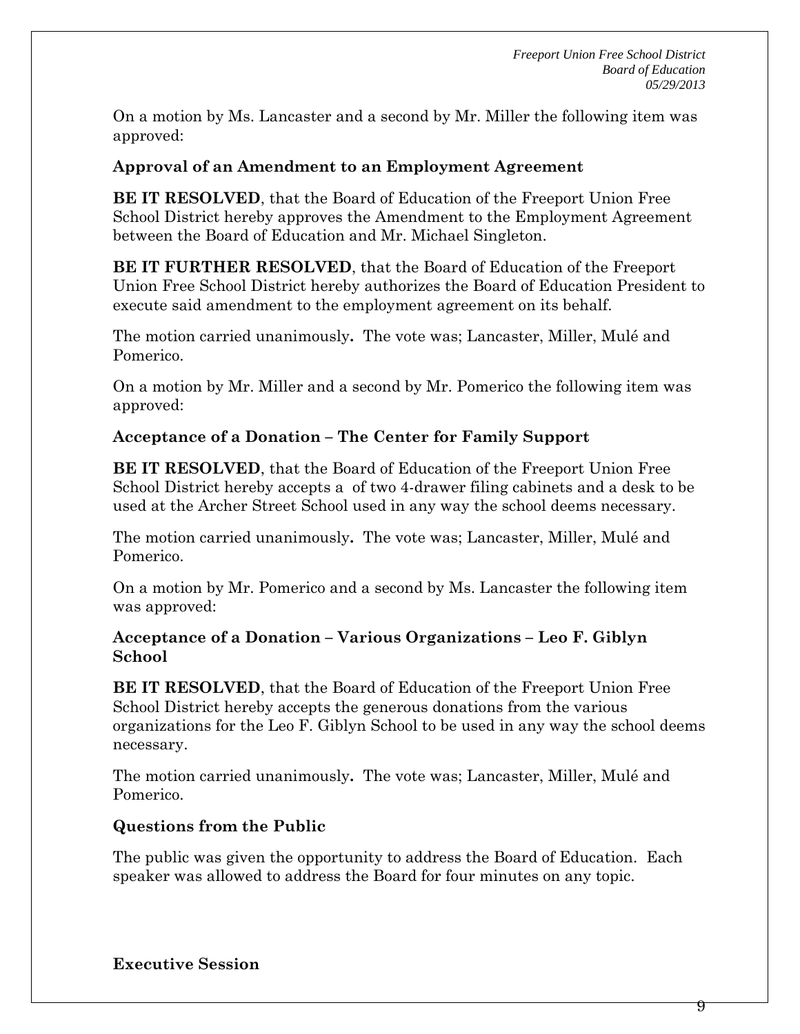On a motion by Ms. Lancaster and a second by Mr. Miller the following item was approved:

**Approval of an Amendment to an Employment Agreement**

**BE IT RESOLVED**, that the Board of Education of the Freeport Union Free School District hereby approves the Amendment to the Employment Agreement between the Board of Education and Mr. Michael Singleton.

**BE IT FURTHER RESOLVED**, that the Board of Education of the Freeport Union Free School District hereby authorizes the Board of Education President to execute said amendment to the employment agreement on its behalf.

The motion carried unanimously**.** The vote was; Lancaster, Miller, Mulé and Pomerico.

On a motion by Mr. Miller and a second by Mr. Pomerico the following item was approved:

**Acceptance of a Donation – The Center for Family Support**

**BE IT RESOLVED**, that the Board of Education of the Freeport Union Free School District hereby accepts a  of two 4-drawer filing cabinets and a desk to be used at the Archer Street School used in any way the school deems necessary.

The motion carried unanimously**.** The vote was; Lancaster, Miller, Mulé and Pomerico.

On a motion by Mr. Pomerico and a second by Ms. Lancaster the following item was approved:

**Acceptance of a Donation – Various Organizations – Leo F. Giblyn School**

**BE IT RESOLVED**, that the Board of Education of the Freeport Union Free School District hereby accepts the generous donations from the various organizations for the Leo F. Giblyn School to be used in any way the school deems necessary.

The motion carried unanimously**.** The vote was; Lancaster, Miller, Mulé and Pomerico.

**Questions from the Public**

The public was given the opportunity to address the Board of Education. Each speaker was allowed to address the Board for four minutes on any topic.

**Executive Session**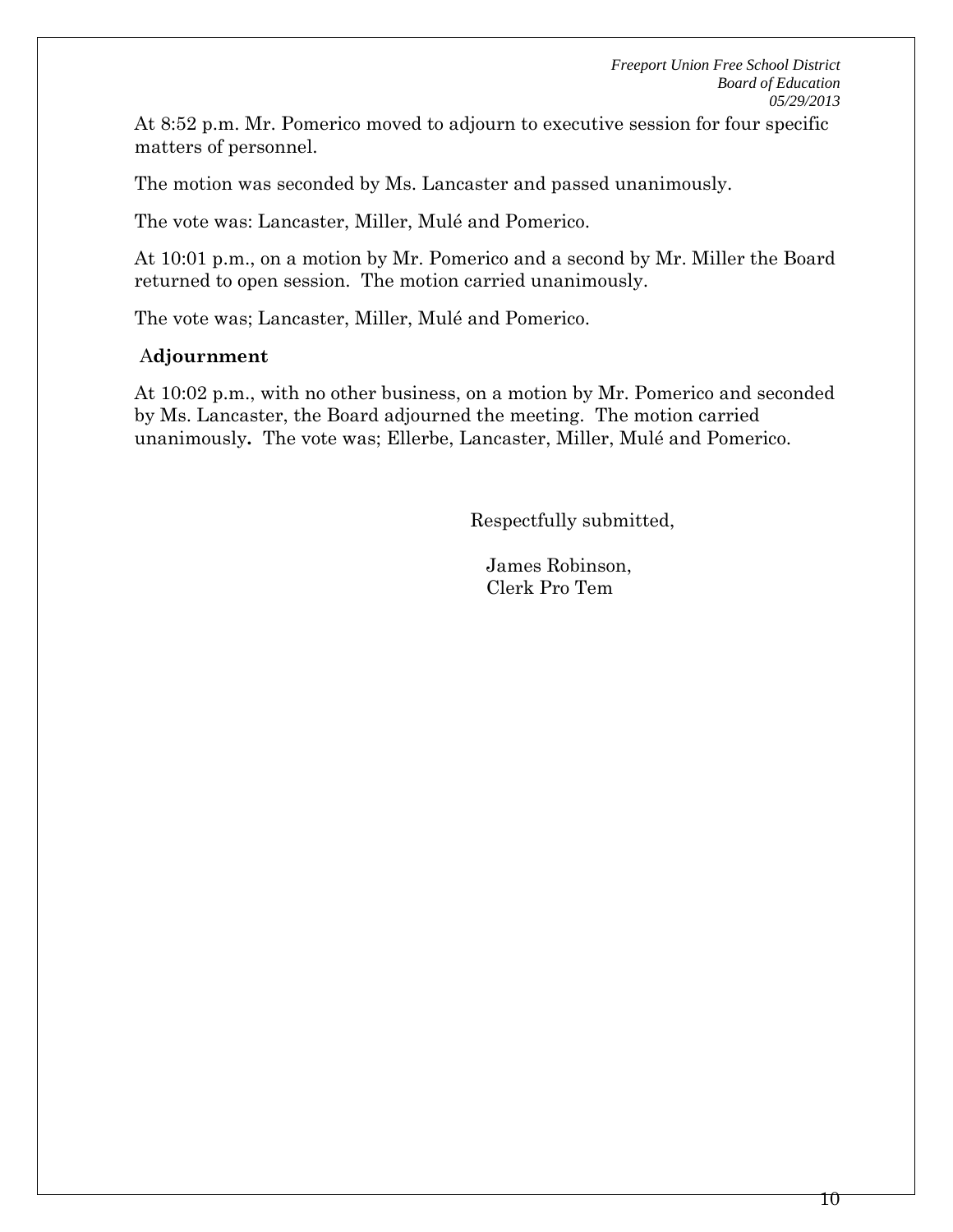At 8:52 p.m. Mr. Pomerico moved to adjourn to executive session for four specific matters of personnel.

The motion was seconded by Ms. Lancaster and passed unanimously.

The vote was: Lancaster, Miller, Mulé and Pomerico.

At 10:01 p.m., on a motion by Mr. Pomerico and a second by Mr. Miller the Board returned to open session. The motion carried unanimously.

The vote was; Lancaster, Miller, Mulé and Pomerico.

## Adjournment

At 10:02 p.m., with no other business, on a motion by Mr. Pomerico and seconded by Ms. Lancaster, the Board adjourned the meeting. The motion carried unanimously**.** The vote was; Ellerbe, Lancaster, Miller, Mulé and Pomerico.

Respectfully submitted,

James Robinson,
Clerk Pro Tem